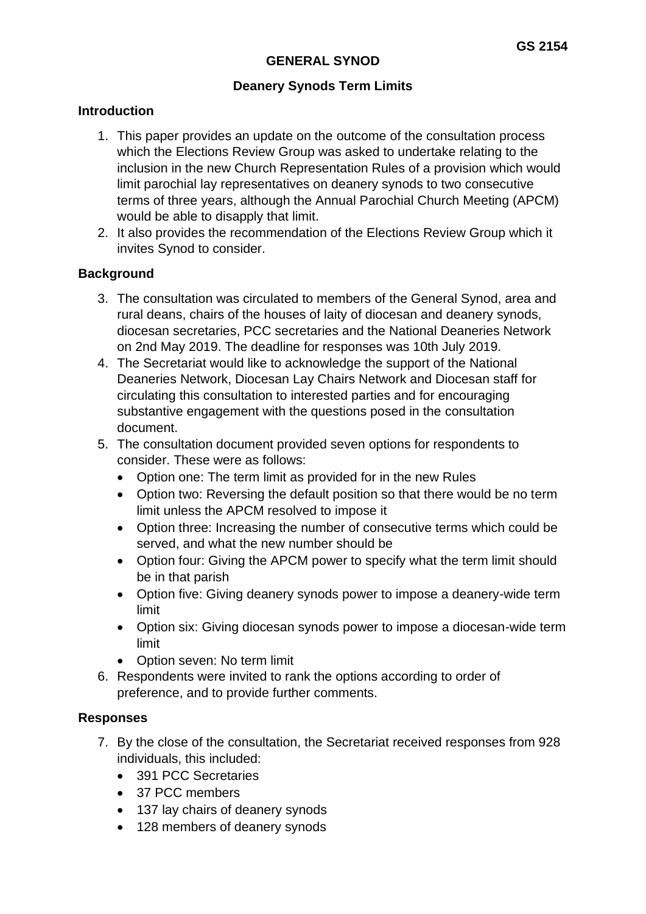**GS 2154**

# GENERAL SYNOD

## Deanery Synods Term Limits

### Introduction

1. This paper provides an update on the outcome of the consultation process which the Elections Review Group was asked to undertake relating to the inclusion in the new Church Representation Rules of a provision which would limit parochial lay representatives on deanery synods to two consecutive terms of three years, although the Annual Parochial Church Meeting (APCM) would be able to disapply that limit.
2. It also provides the recommendation of the Elections Review Group which it invites Synod to consider.

### Background

3. The consultation was circulated to members of the General Synod, area and rural deans, chairs of the houses of laity of diocesan and deanery synods, diocesan secretaries, PCC secretaries and the National Deaneries Network on 2nd May 2019. The deadline for responses was 10th July 2019.
4. The Secretariat would like to acknowledge the support of the National Deaneries Network, Diocesan Lay Chairs Network and Diocesan staff for circulating this consultation to interested parties and for encouraging substantive engagement with the questions posed in the consultation document.
5. The consultation document provided seven options for respondents to consider. These were as follows:
   - Option one: The term limit as provided for in the new Rules
   - Option two: Reversing the default position so that there would be no term limit unless the APCM resolved to impose it
   - Option three: Increasing the number of consecutive terms which could be served, and what the new number should be
   - Option four: Giving the APCM power to specify what the term limit should be in that parish
   - Option five: Giving deanery synods power to impose a deanery-wide term limit
   - Option six: Giving diocesan synods power to impose a diocesan-wide term limit
   - Option seven: No term limit
6. Respondents were invited to rank the options according to order of preference, and to provide further comments.

### Responses

7. By the close of the consultation, the Secretariat received responses from 928 individuals, this included:
   - 391 PCC Secretaries
   - 37 PCC members
   - 137 lay chairs of deanery synods
   - 128 members of deanery synods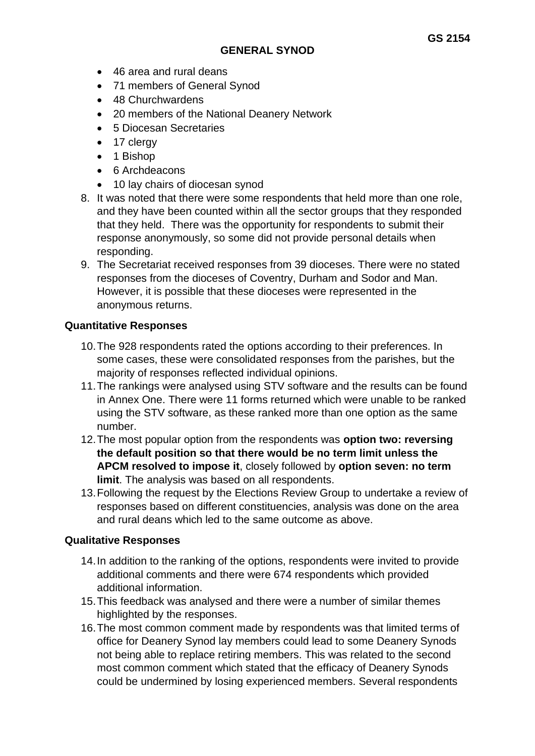- 46 area and rural deans
- 71 members of General Synod
- 48 Churchwardens
- 20 members of the National Deanery Network
- 5 Diocesan Secretaries
- 17 clergy
- 1 Bishop
- 6 Archdeacons
- 10 lay chairs of diocesan synod

8. It was noted that there were some respondents that held more than one role, and they have been counted within all the sector groups that they responded that they held. There was the opportunity for respondents to submit their response anonymously, so some did not provide personal details when responding.
9. The Secretariat received responses from 39 dioceses. There were no stated responses from the dioceses of Coventry, Durham and Sodor and Man. However, it is possible that these dioceses were represented in the anonymous returns.

### Quantitative Responses

10. The 928 respondents rated the options according to their preferences. In some cases, these were consolidated responses from the parishes, but the majority of responses reflected individual opinions.
11. The rankings were analysed using STV software and the results can be found in Annex One. There were 11 forms returned which were unable to be ranked using the STV software, as these ranked more than one option as the same number.
12. The most popular option from the respondents was **option two: reversing the default position so that there would be no term limit unless the APCM resolved to impose it**, closely followed by **option seven: no term limit**. The analysis was based on all respondents.
13. Following the request by the Elections Review Group to undertake a review of responses based on different constituencies, analysis was done on the area and rural deans which led to the same outcome as above.

### Qualitative Responses

14. In addition to the ranking of the options, respondents were invited to provide additional comments and there were 674 respondents which provided additional information.
15. This feedback was analysed and there were a number of similar themes highlighted by the responses.
16. The most common comment made by respondents was that limited terms of office for Deanery Synod lay members could lead to some Deanery Synods not being able to replace retiring members. This was related to the second most common comment which stated that the efficacy of Deanery Synods could be undermined by losing experienced members. Several respondents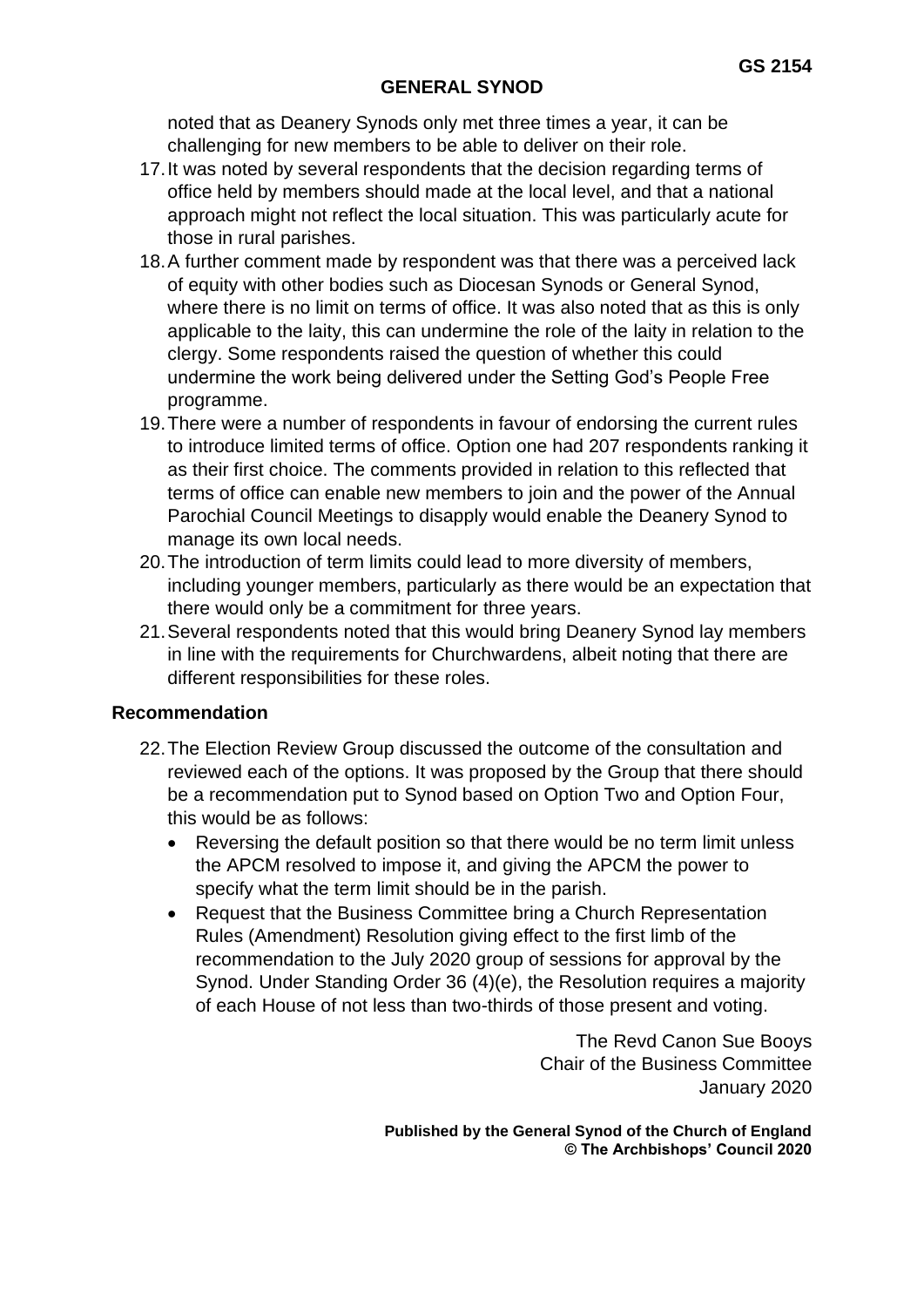noted that as Deanery Synods only met three times a year, it can be challenging for new members to be able to deliver on their role.

17. It was noted by several respondents that the decision regarding terms of office held by members should made at the local level, and that a national approach might not reflect the local situation. This was particularly acute for those in rural parishes.
18. A further comment made by respondent was that there was a perceived lack of equity with other bodies such as Diocesan Synods or General Synod, where there is no limit on terms of office. It was also noted that as this is only applicable to the laity, this can undermine the role of the laity in relation to the clergy. Some respondents raised the question of whether this could undermine the work being delivered under the Setting God's People Free programme.
19. There were a number of respondents in favour of endorsing the current rules to introduce limited terms of office. Option one had 207 respondents ranking it as their first choice. The comments provided in relation to this reflected that terms of office can enable new members to join and the power of the Annual Parochial Council Meetings to disapply would enable the Deanery Synod to manage its own local needs.
20. The introduction of term limits could lead to more diversity of members, including younger members, particularly as there would be an expectation that there would only be a commitment for three years.
21. Several respondents noted that this would bring Deanery Synod lay members in line with the requirements for Churchwardens, albeit noting that there are different responsibilities for these roles.

## Recommendation

22. The Election Review Group discussed the outcome of the consultation and reviewed each of the options. It was proposed by the Group that there should be a recommendation put to Synod based on Option Two and Option Four, this would be as follows:
    - Reversing the default position so that there would be no term limit unless the APCM resolved to impose it, and giving the APCM the power to specify what the term limit should be in the parish.
    - Request that the Business Committee bring a Church Representation Rules (Amendment) Resolution giving effect to the first limb of the recommendation to the July 2020 group of sessions for approval by the Synod. Under Standing Order 36 (4)(e), the Resolution requires a majority of each House of not less than two-thirds of those present and voting.

The Revd Canon Sue Booys
Chair of the Business Committee
January 2020

**Published by the General Synod of the Church of England**
**© The Archbishops' Council 2020**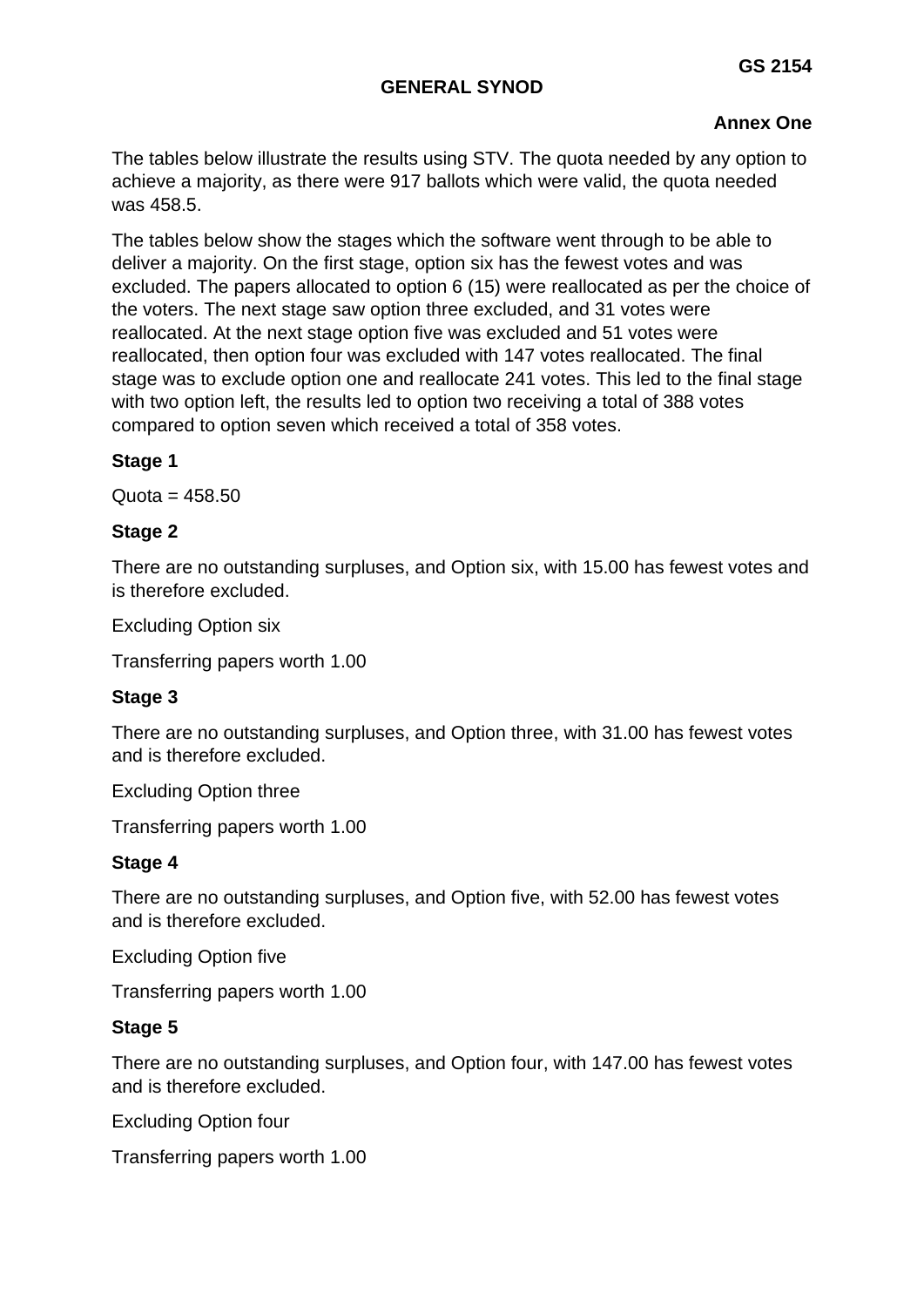**GS 2154**

**GENERAL SYNOD**

**Annex One**

The tables below illustrate the results using STV. The quota needed by any option to achieve a majority, as there were 917 ballots which were valid, the quota needed was 458.5.

The tables below show the stages which the software went through to be able to deliver a majority. On the first stage, option six has the fewest votes and was excluded. The papers allocated to option 6 (15) were reallocated as per the choice of the voters. The next stage saw option three excluded, and 31 votes were reallocated. At the next stage option five was excluded and 51 votes were reallocated, then option four was excluded with 147 votes reallocated. The final stage was to exclude option one and reallocate 241 votes. This led to the final stage with two option left, the results led to option two receiving a total of 388 votes compared to option seven which received a total of 358 votes.

**Stage 1**

Quota = 458.50

**Stage 2**

There are no outstanding surpluses, and Option six, with 15.00 has fewest votes and is therefore excluded.

Excluding Option six

Transferring papers worth 1.00

**Stage 3**

There are no outstanding surpluses, and Option three, with 31.00 has fewest votes and is therefore excluded.

Excluding Option three

Transferring papers worth 1.00

**Stage 4**

There are no outstanding surpluses, and Option five, with 52.00 has fewest votes and is therefore excluded.

Excluding Option five

Transferring papers worth 1.00

**Stage 5**

There are no outstanding surpluses, and Option four, with 147.00 has fewest votes and is therefore excluded.

Excluding Option four

Transferring papers worth 1.00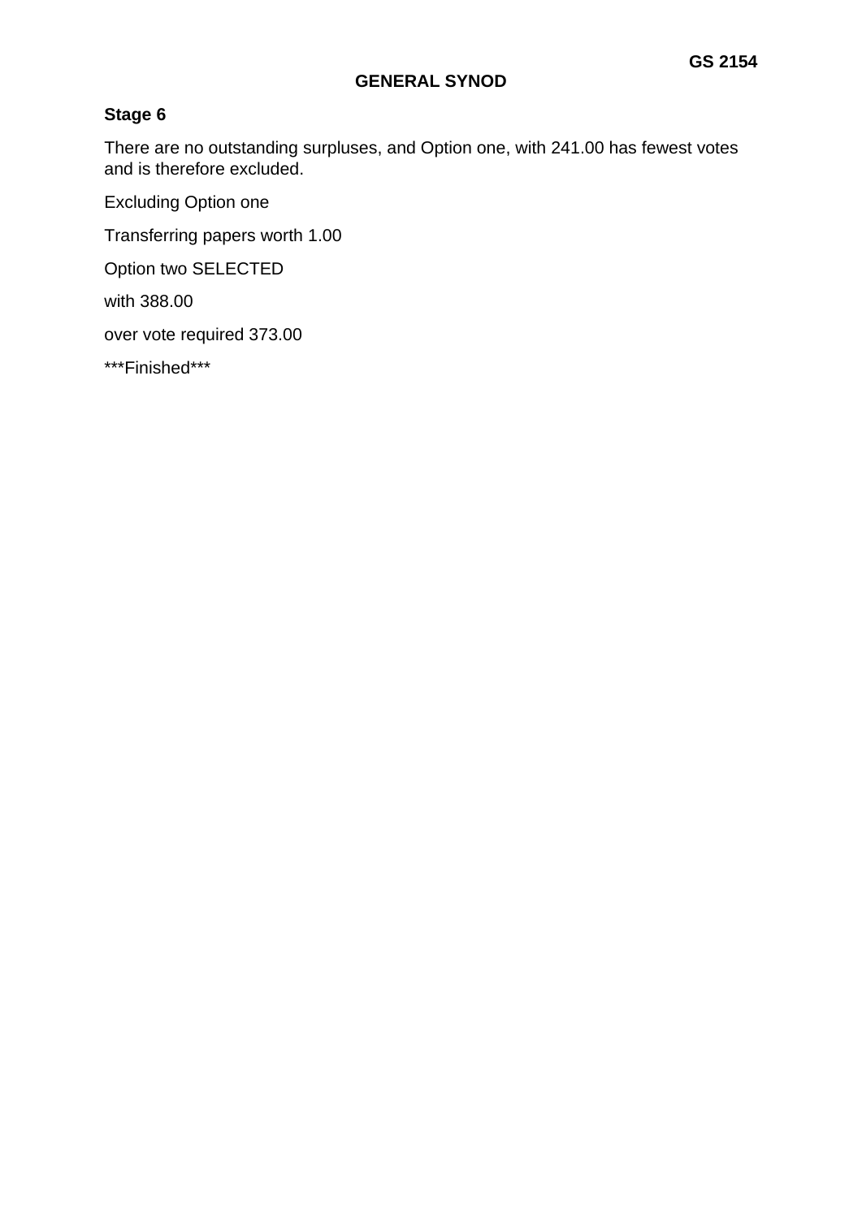**Stage 6**

There are no outstanding surpluses, and Option one, with 241.00 has fewest votes and is therefore excluded.

Excluding Option one

Transferring papers worth 1.00

Option two SELECTED

with 388.00

over vote required 373.00

***Finished***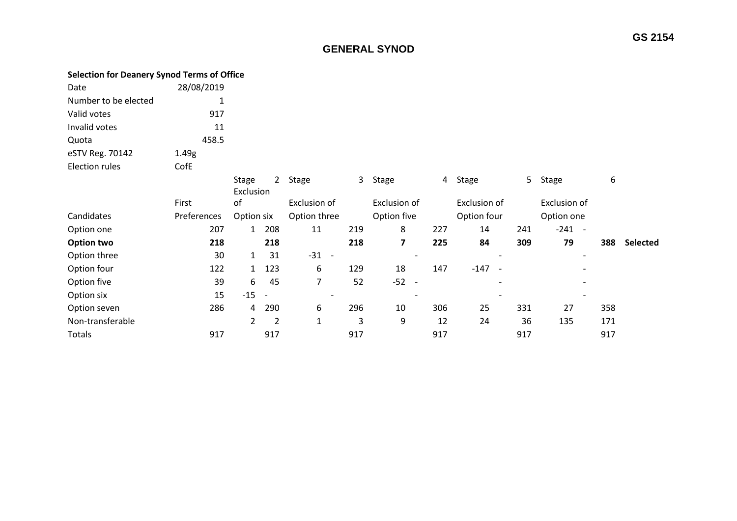**GS 2154**

## GENERAL SYNOD

**Selection for Deanery Synod Terms of Office**

| | |
|---|---|
| Date | 28/08/2019 |
| Number to be elected | 1 |
| Valid votes | 917 |
| Invalid votes | 11 |
| Quota | 458.5 |
| eSTV Reg. 70142 | 1.49g |
| Election rules | CofE |

| Candidates | First Preferences | Stage 2 Exclusion of Option six | | Stage 3 Exclusion of Option three | | Stage 4 Exclusion of Option five | | Stage 5 Exclusion of Option four | | Stage 6 Exclusion of Option one | | |
|---|---|---|---|---|---|---|---|---|---|---|---|---|
| Option one | 207 | 1 | 208 | 11 | 219 | 8 | 227 | 14 | 241 | -241 | - | |
| **Option two** | **218** | | **218** | | **218** | **7** | **225** | **84** | **309** | **79** | **388** | **Selected** |
| Option three | 30 | 1 | 31 | -31 | - | | - | | - | | - | |
| Option four | 122 | 1 | 123 | 6 | 129 | 18 | 147 | -147 | - | | - | |
| Option five | 39 | 6 | 45 | 7 | 52 | -52 | - | | - | | - | |
| Option six | 15 | -15 | - | | - | | - | | - | | - | |
| Option seven | 286 | 4 | 290 | 6 | 296 | 10 | 306 | 25 | 331 | 27 | 358 | |
| Non-transferable | | 2 | 2 | 1 | 3 | 9 | 12 | 24 | 36 | 135 | 171 | |
| Totals | 917 | | 917 | | 917 | | 917 | | 917 | | 917 | |